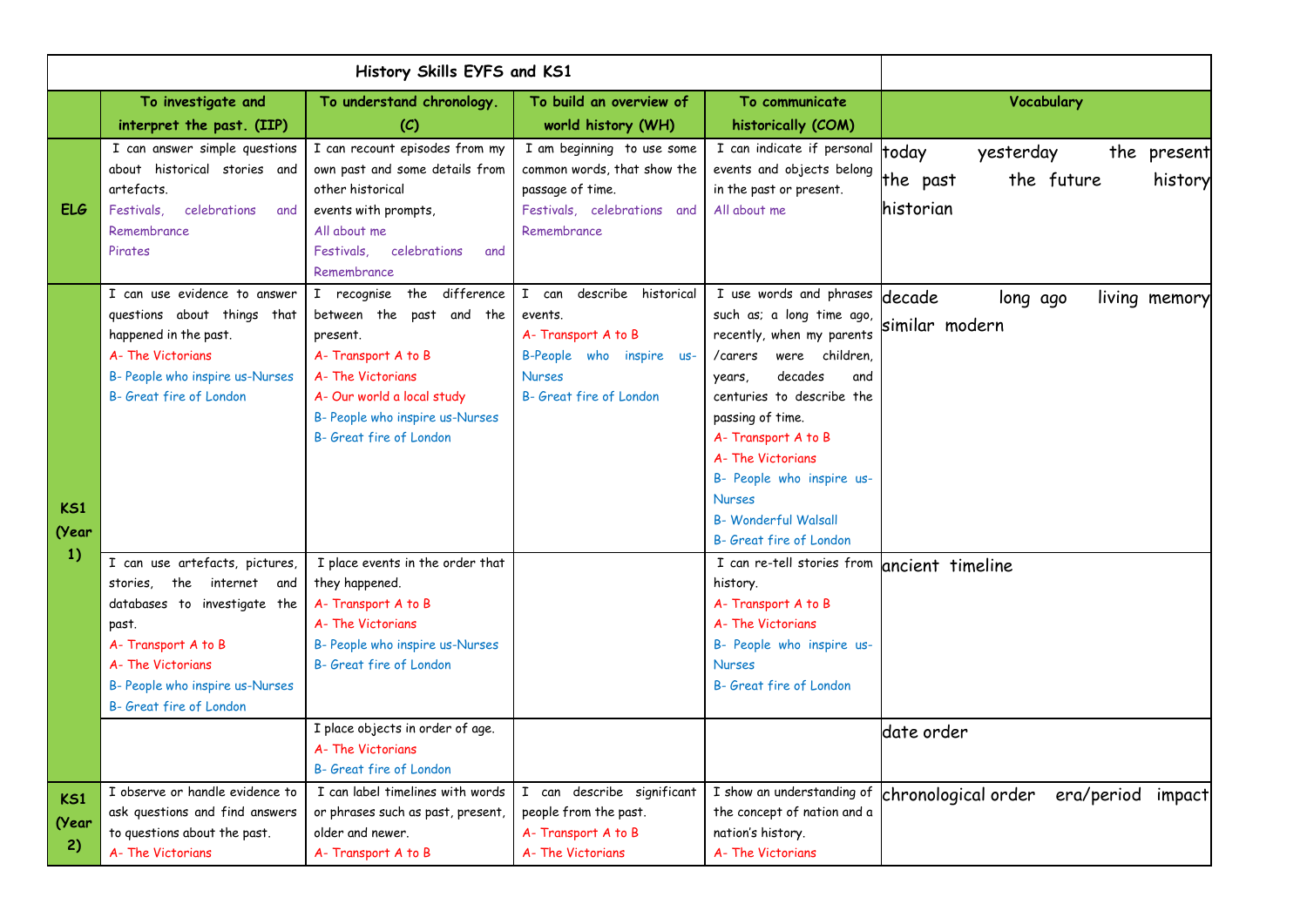| History Skills EYFS and KS1 | | | | | |
|---|---|---|---|---|---|
| | **To investigate and interpret the past. (IIP)** | **To understand chronology. (C)** | **To build an overview of world history (WH)** | **To communicate historically (COM)** | **Vocabulary** |
| **ELG** | I can answer simple questions about historical stories and artefacts.<br>Festivals, celebrations and Remembrance<br>Pirates | I can recount episodes from my own past and some details from other historical events with prompts,<br>All about me<br>Festivals, celebrations and Remembrance | I am beginning to use some common words, that show the passage of time.<br>Festivals, celebrations and Remembrance | I can indicate if personal events and objects belong in the past or present.<br>All about me | today yesterday the present the past the future history historian |
| **KS1 (Year 1)** | I can use evidence to answer questions about things that happened in the past.<br>A- The Victorians<br>B- People who inspire us-Nurses<br>B- Great fire of London | I recognise the difference between the past and the present.<br>A- Transport A to B<br>A- The Victorians<br>A- Our world a local study<br>B- People who inspire us-Nurses<br>B- Great fire of London | I can describe historical events.<br>A- Transport A to B<br>B-People who inspire us-Nurses<br>B- Great fire of London | I use words and phrases such as; a long time ago, recently, when my parents /carers were children, years, decades and centuries to describe the passing of time.<br>A- Transport A to B<br>A- The Victorians<br>B- People who inspire us-Nurses<br>B- Wonderful Walsall<br>B- Great fire of London | decade long ago living memory similar modern |
| | I can use artefacts, pictures, stories, the internet and databases to investigate the past.<br>A- Transport A to B<br>A- The Victorians<br>B- People who inspire us-Nurses<br>B- Great fire of London | I place events in the order that they happened.<br>A- Transport A to B<br>A- The Victorians<br>B- People who inspire us-Nurses<br>B- Great fire of London | | I can re-tell stories from history.<br>A- Transport A to B<br>A- The Victorians<br>B- People who inspire us-Nurses<br>B- Great fire of London | ancient timeline |
| | | I place objects in order of age.<br>A- The Victorians<br>B- Great fire of London | | | date order |
| **KS1 (Year 2)** | I observe or handle evidence to ask questions and find answers to questions about the past.<br>A- The Victorians | I can label timelines with words or phrases such as past, present, older and newer.<br>A- Transport A to B | I can describe significant people from the past.<br>A- Transport A to B<br>A- The Victorians | I show an understanding of the concept of nation and a nation's history.<br>A- The Victorians | chronological order era/period impact |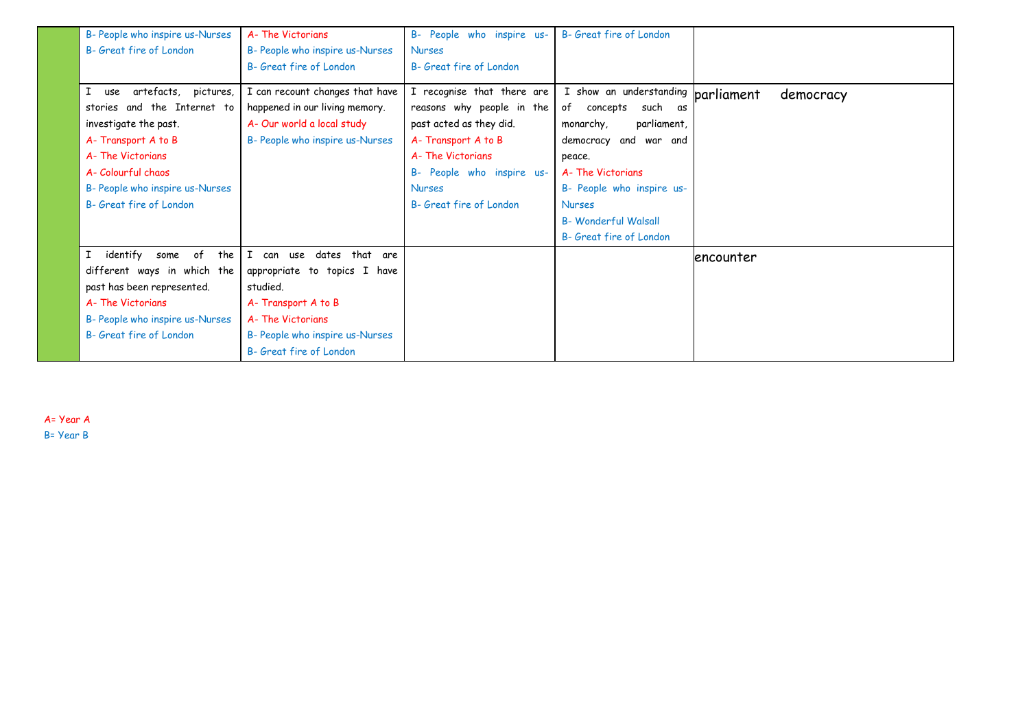| | | | | | |
|---|---|---|---|---|---|
| | B- People who inspire us-Nurses<br>B- Great fire of London | A- The Victorians<br>B- People who inspire us-Nurses<br>B- Great fire of London | B- People who inspire us-Nurses<br>B- Great fire of London | B- Great fire of London | |
| | I use artefacts, pictures, stories and the Internet to investigate the past.<br>A- Transport A to B<br>A- The Victorians<br>A- Colourful chaos<br>B- People who inspire us-Nurses<br>B- Great fire of London | I can recount changes that have happened in our living memory.<br>A- Our world a local study<br>B- People who inspire us-Nurses | I recognise that there are reasons why people in the past acted as they did.<br>A- Transport A to B<br>A- The Victorians<br>B- People who inspire us-Nurses<br>B- Great fire of London | I show an understanding of concepts such as monarchy, parliament, democracy and war and peace.<br>A- The Victorians<br>B- People who inspire us-Nurses<br>B- Wonderful Walsall<br>B- Great fire of London | parliament democracy |
| | I identify some of the different ways in which the past has been represented.<br>A- The Victorians<br>B- People who inspire us-Nurses<br>B- Great fire of London | I can use dates that are appropriate to topics I have studied.<br>A- Transport A to B<br>A- The Victorians<br>B- People who inspire us-Nurses<br>B- Great fire of London | | | encounter |

A= Year A
B= Year B